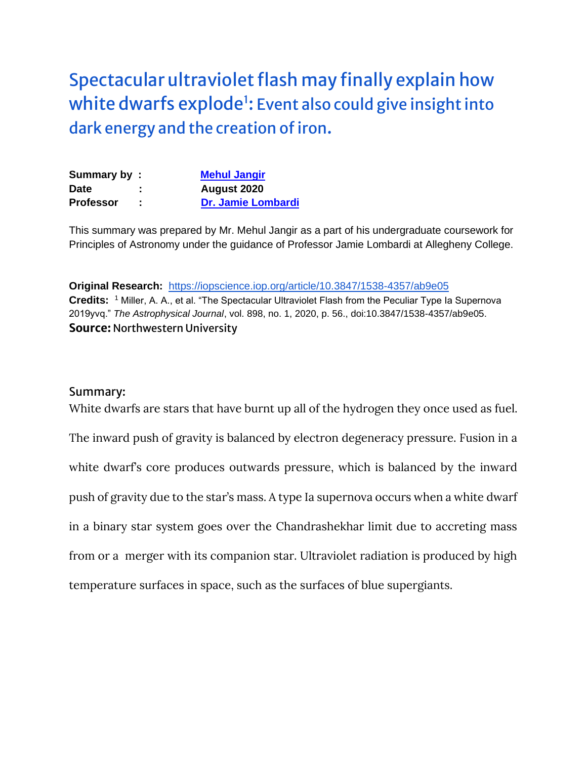# Spectacular ultraviolet flash may finally explain how white dwarfs explode[1]: Event also could give insight into dark energy and the creation of iron.

**Summary by :** **Mehul Jangir**
**Date :** **August 2020**
**Professor :** **Dr. Jamie Lombardi**

This summary was prepared by Mr. Mehul Jangir as a part of his undergraduate coursework for Principles of Astronomy under the guidance of Professor Jamie Lombardi at Allegheny College.

**Original Research:** https://iopscience.iop.org/article/10.3847/1538-4357/ab9e05
**Credits:** [1] Miller, A. A., et al. "The Spectacular Ultraviolet Flash from the Peculiar Type Ia Supernova 2019yvq." *The Astrophysical Journal*, vol. 898, no. 1, 2020, p. 56., doi:10.3847/1538-4357/ab9e05.
**Source:** Northwestern University

## Summary:

White dwarfs are stars that have burnt up all of the hydrogen they once used as fuel. The inward push of gravity is balanced by electron degeneracy pressure. Fusion in a white dwarf's core produces outwards pressure, which is balanced by the inward push of gravity due to the star's mass. A type Ia supernova occurs when a white dwarf in a binary star system goes over the Chandrashekhar limit due to accreting mass from or a merger with its companion star. Ultraviolet radiation is produced by high temperature surfaces in space, such as the surfaces of blue supergiants.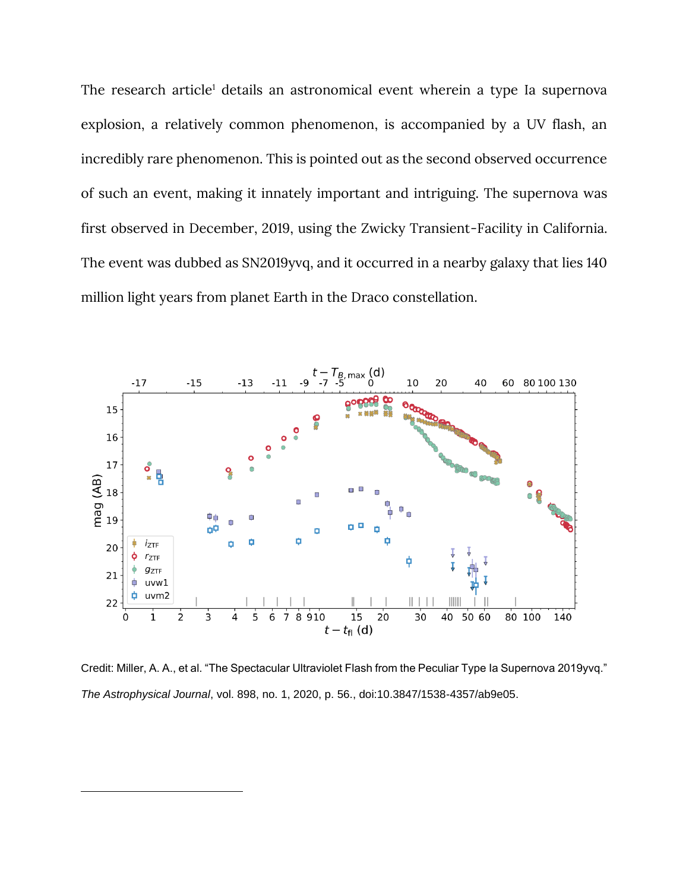The research article[1] details an astronomical event wherein a type Ia supernova explosion, a relatively common phenomenon, is accompanied by a UV flash, an incredibly rare phenomenon. This is pointed out as the second observed occurrence of such an event, making it innately important and intriguing. The supernova was first observed in December, 2019, using the Zwicky Transient-Facility in California. The event was dubbed as SN2019yvq, and it occurred in a nearby galaxy that lies 140 million light years from planet Earth in the Draco constellation.

Credit: Miller, A. A., et al. "The Spectacular Ultraviolet Flash from the Peculiar Type Ia Supernova 2019yvq." *The Astrophysical Journal*, vol. 898, no. 1, 2020, p. 56., doi:10.3847/1538-4357/ab9e05.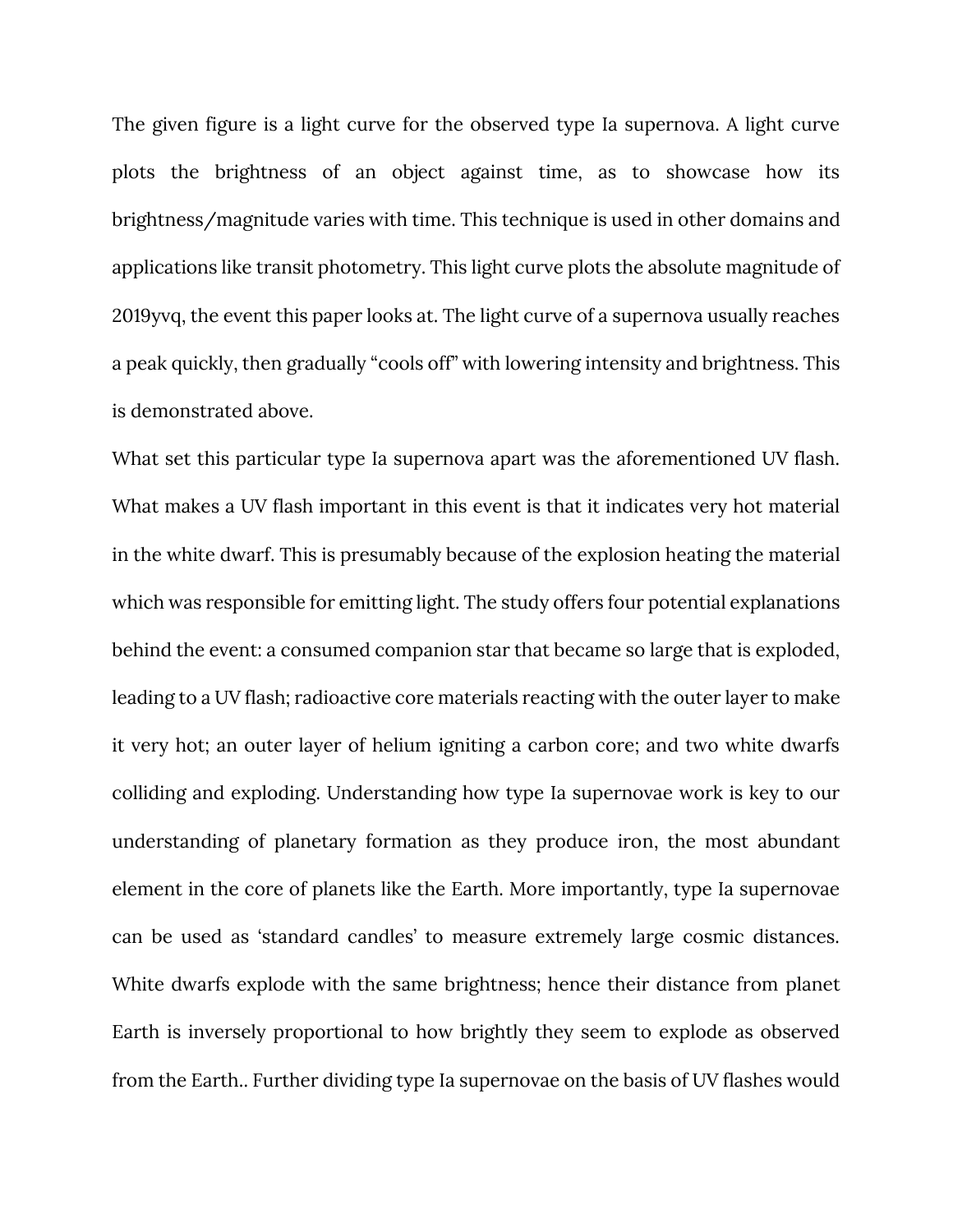The given figure is a light curve for the observed type Ia supernova. A light curve plots the brightness of an object against time, as to showcase how its brightness/magnitude varies with time. This technique is used in other domains and applications like transit photometry. This light curve plots the absolute magnitude of 2019yvq, the event this paper looks at. The light curve of a supernova usually reaches a peak quickly, then gradually "cools off" with lowering intensity and brightness. This is demonstrated above.

What set this particular type Ia supernova apart was the aforementioned UV flash. What makes a UV flash important in this event is that it indicates very hot material in the white dwarf. This is presumably because of the explosion heating the material which was responsible for emitting light. The study offers four potential explanations behind the event: a consumed companion star that became so large that is exploded, leading to a UV flash; radioactive core materials reacting with the outer layer to make it very hot; an outer layer of helium igniting a carbon core; and two white dwarfs colliding and exploding. Understanding how type Ia supernovae work is key to our understanding of planetary formation as they produce iron, the most abundant element in the core of planets like the Earth. More importantly, type Ia supernovae can be used as 'standard candles' to measure extremely large cosmic distances. White dwarfs explode with the same brightness; hence their distance from planet Earth is inversely proportional to how brightly they seem to explode as observed from the Earth.. Further dividing type Ia supernovae on the basis of UV flashes would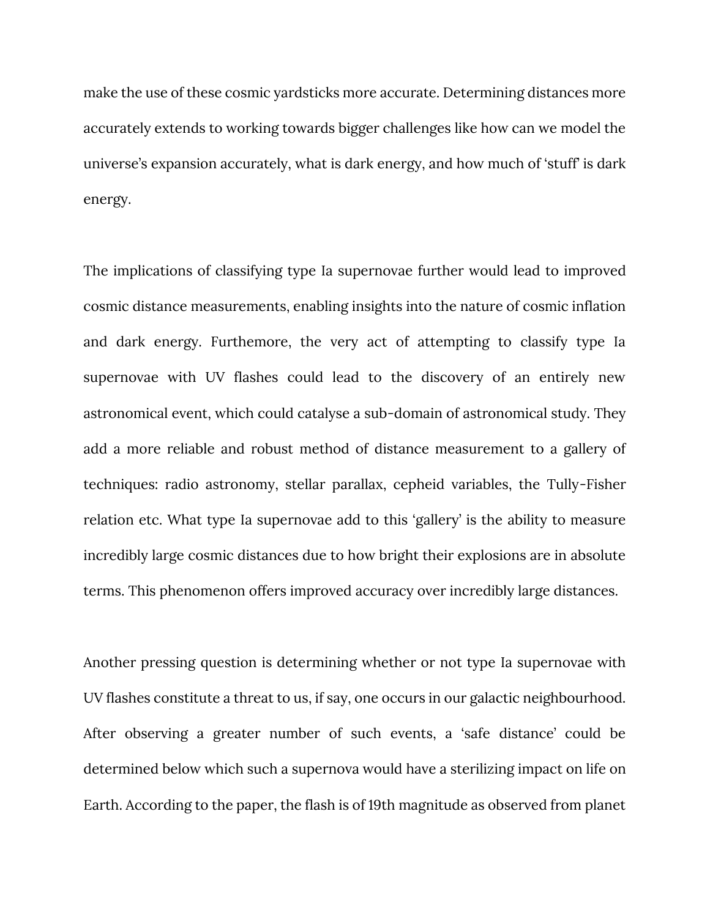make the use of these cosmic yardsticks more accurate. Determining distances more accurately extends to working towards bigger challenges like how can we model the universe's expansion accurately, what is dark energy, and how much of 'stuff' is dark energy.

The implications of classifying type Ia supernovae further would lead to improved cosmic distance measurements, enabling insights into the nature of cosmic inflation and dark energy. Furthemore, the very act of attempting to classify type Ia supernovae with UV flashes could lead to the discovery of an entirely new astronomical event, which could catalyse a sub-domain of astronomical study. They add a more reliable and robust method of distance measurement to a gallery of techniques: radio astronomy, stellar parallax, cepheid variables, the Tully-Fisher relation etc. What type Ia supernovae add to this 'gallery' is the ability to measure incredibly large cosmic distances due to how bright their explosions are in absolute terms. This phenomenon offers improved accuracy over incredibly large distances.

Another pressing question is determining whether or not type Ia supernovae with UV flashes constitute a threat to us, if say, one occurs in our galactic neighbourhood. After observing a greater number of such events, a 'safe distance' could be determined below which such a supernova would have a sterilizing impact on life on Earth. According to the paper, the flash is of 19th magnitude as observed from planet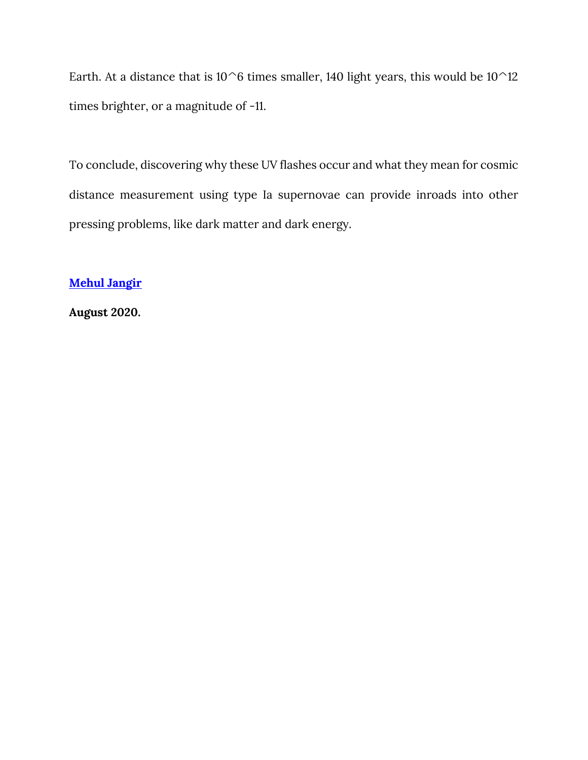Earth. At a distance that is $10^6$ times smaller, 140 light years, this would be $10^{12}$ times brighter, or a magnitude of -11.

To conclude, discovering why these UV flashes occur and what they mean for cosmic distance measurement using type Ia supernovae can provide inroads into other pressing problems, like dark matter and dark energy.

**Mehul Jangir**

**August 2020.**